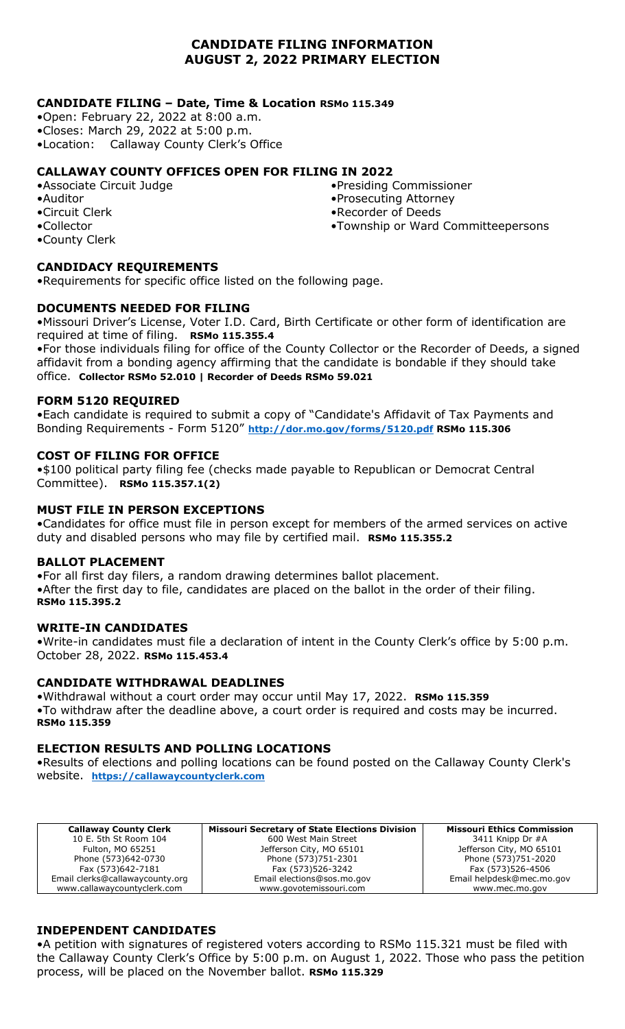# CANDIDATE FILING INFORMATION
# AUGUST 2, 2022 PRIMARY ELECTION

### CANDIDATE FILING – Date, Time & Location RSMo 115.349

- Open: February 22, 2022 at 8:00 a.m.
- Closes: March 29, 2022 at 5:00 p.m.
- Location: Callaway County Clerk's Office

### CALLAWAY COUNTY OFFICES OPEN FOR FILING IN 2022

- Associate Circuit Judge
- Auditor
- Circuit Clerk
- Collector
- County Clerk
- Presiding Commissioner
- Prosecuting Attorney
- Recorder of Deeds
- Township or Ward Committeepersons

### CANDIDACY REQUIREMENTS

- Requirements for specific office listed on the following page.

### DOCUMENTS NEEDED FOR FILING

- Missouri Driver's License, Voter I.D. Card, Birth Certificate or other form of identification are required at time of filing. **RSMo 115.355.4**
- For those individuals filing for office of the County Collector or the Recorder of Deeds, a signed affidavit from a bonding agency affirming that the candidate is bondable if they should take office. **Collector RSMo 52.010 | Recorder of Deeds RSMo 59.021**

### FORM 5120 REQUIRED

- Each candidate is required to submit a copy of "Candidate's Affidavit of Tax Payments and Bonding Requirements - Form 5120" **http://dor.mo.gov/forms/5120.pdf** **RSMo 115.306**

### COST OF FILING FOR OFFICE

- $100 political party filing fee (checks made payable to Republican or Democrat Central Committee). **RSMo 115.357.1(2)**

### MUST FILE IN PERSON EXCEPTIONS

- Candidates for office must file in person except for members of the armed services on active duty and disabled persons who may file by certified mail. **RSMo 115.355.2**

### BALLOT PLACEMENT

- For all first day filers, a random drawing determines ballot placement.
- After the first day to file, candidates are placed on the ballot in the order of their filing. **RSMo 115.395.2**

### WRITE-IN CANDIDATES

- Write-in candidates must file a declaration of intent in the County Clerk's office by 5:00 p.m. October 28, 2022. **RSMo 115.453.4**

### CANDIDATE WITHDRAWAL DEADLINES

- Withdrawal without a court order may occur until May 17, 2022. **RSMo 115.359**
- To withdraw after the deadline above, a court order is required and costs may be incurred. **RSMo 115.359**

### ELECTION RESULTS AND POLLING LOCATIONS

- Results of elections and polling locations can be found posted on the Callaway County Clerk's website. **https://callawaycountyclerk.com**

| Callaway County Clerk | Missouri Secretary of State Elections Division | Missouri Ethics Commission |
|---|---|---|
| 10 E. 5th St Room 104 | 600 West Main Street | 3411 Knipp Dr #A |
| Fulton, MO 65251 | Jefferson City, MO 65101 | Jefferson City, MO 65101 |
| Phone (573)642-0730 | Phone (573)751-2301 | Phone (573)751-2020 |
| Fax (573)642-7181 | Fax (573)526-3242 | Fax (573)526-4506 |
| Email clerks@callawaycounty.org | Email elections@sos.mo.gov | Email helpdesk@mec.mo.gov |
| www.callawaycountyclerk.com | www.govotemissouri.com | www.mec.mo.gov |

### INDEPENDENT CANDIDATES

- A petition with signatures of registered voters according to RSMo 115.321 must be filed with the Callaway County Clerk's Office by 5:00 p.m. on August 1, 2022. Those who pass the petition process, will be placed on the November ballot. **RSMo 115.329**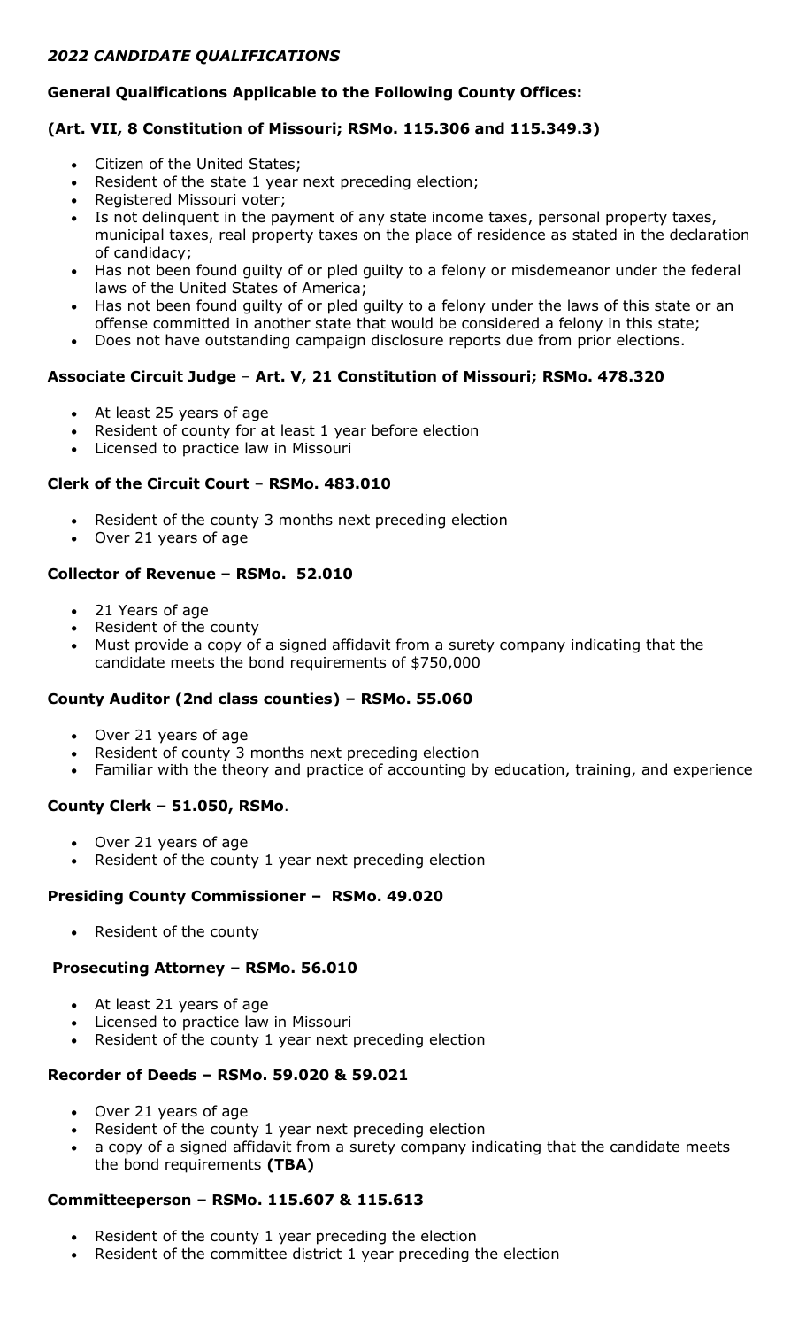***2022 CANDIDATE QUALIFICATIONS***

**General Qualifications Applicable to the Following County Offices:**

**(Art. VII, 8 Constitution of Missouri; RSMo. 115.306 and 115.349.3)**

- Citizen of the United States;
- Resident of the state 1 year next preceding election;
- Registered Missouri voter;
- Is not delinquent in the payment of any state income taxes, personal property taxes, municipal taxes, real property taxes on the place of residence as stated in the declaration of candidacy;
- Has not been found guilty of or pled guilty to a felony or misdemeanor under the federal laws of the United States of America;
- Has not been found guilty of or pled guilty to a felony under the laws of this state or an offense committed in another state that would be considered a felony in this state;
- Does not have outstanding campaign disclosure reports due from prior elections.

**Associate Circuit Judge** – **Art. V, 21 Constitution of Missouri; RSMo. 478.320**

- At least 25 years of age
- Resident of county for at least 1 year before election
- Licensed to practice law in Missouri

**Clerk of the Circuit Court** – **RSMo. 483.010**

- Resident of the county 3 months next preceding election
- Over 21 years of age

**Collector of Revenue – RSMo. 52.010**

- 21 Years of age
- Resident of the county
- Must provide a copy of a signed affidavit from a surety company indicating that the candidate meets the bond requirements of $750,000

**County Auditor (2nd class counties) – RSMo. 55.060**

- Over 21 years of age
- Resident of county 3 months next preceding election
- Familiar with the theory and practice of accounting by education, training, and experience

**County Clerk – 51.050, RSMo**.

- Over 21 years of age
- Resident of the county 1 year next preceding election

**Presiding County Commissioner – RSMo. 49.020**

- Resident of the county

**Prosecuting Attorney – RSMo. 56.010**

- At least 21 years of age
- Licensed to practice law in Missouri
- Resident of the county 1 year next preceding election

**Recorder of Deeds – RSMo. 59.020 & 59.021**

- Over 21 years of age
- Resident of the county 1 year next preceding election
- a copy of a signed affidavit from a surety company indicating that the candidate meets the bond requirements **(TBA)**

**Committeeperson – RSMo. 115.607 & 115.613**

- Resident of the county 1 year preceding the election
- Resident of the committee district 1 year preceding the election